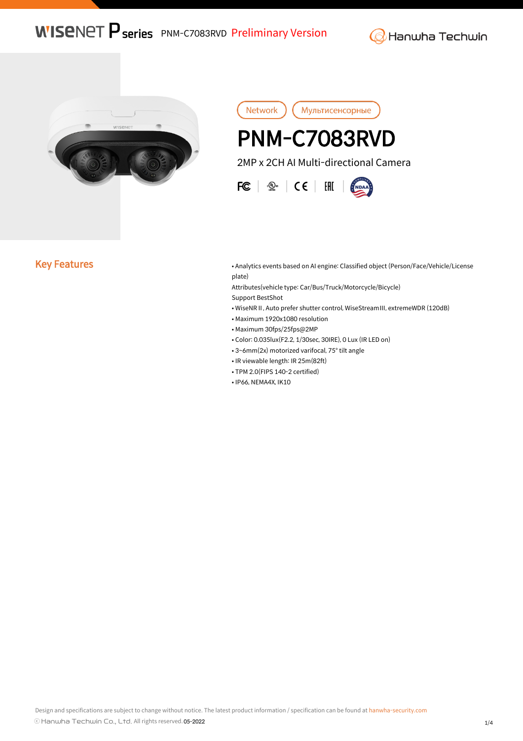Wisenet P series PNM-C7083RVD Preliminary Version

Network | Мультисенсорные

# PNM-C7083RVD

2MP x 2CH AI Multi-directional Camera

## Key Features

- Analytics events based on AI engine: Classified object (Person/Face/Vehicle/License plate)
  Attributes(vehicle type: Car/Bus/Truck/Motorcycle/Bicycle)
  Support BestShot
- WiseNR II , Auto prefer shutter control, WiseStreamIII, extremeWDR (120dB)
- Maximum 1920x1080 resolution
- Maximum 30fps/25fps@2MP
- Color: 0.035lux(F2.2, 1/30sec, 30IRE), 0 Lux (IR LED on)
- 3~6mm(2x) motorized varifocal, 75° tilt angle
- IR viewable length: IR 25m(82ft)
- TPM 2.0(FIPS 140-2 certified)
- IP66, NEMA4X, IK10

Design and specifications are subject to change without notice. The latest product information / specification can be found at hanwha-security.com

© Hanwha Techwin Co., Ltd. All rights reserved. 05-2022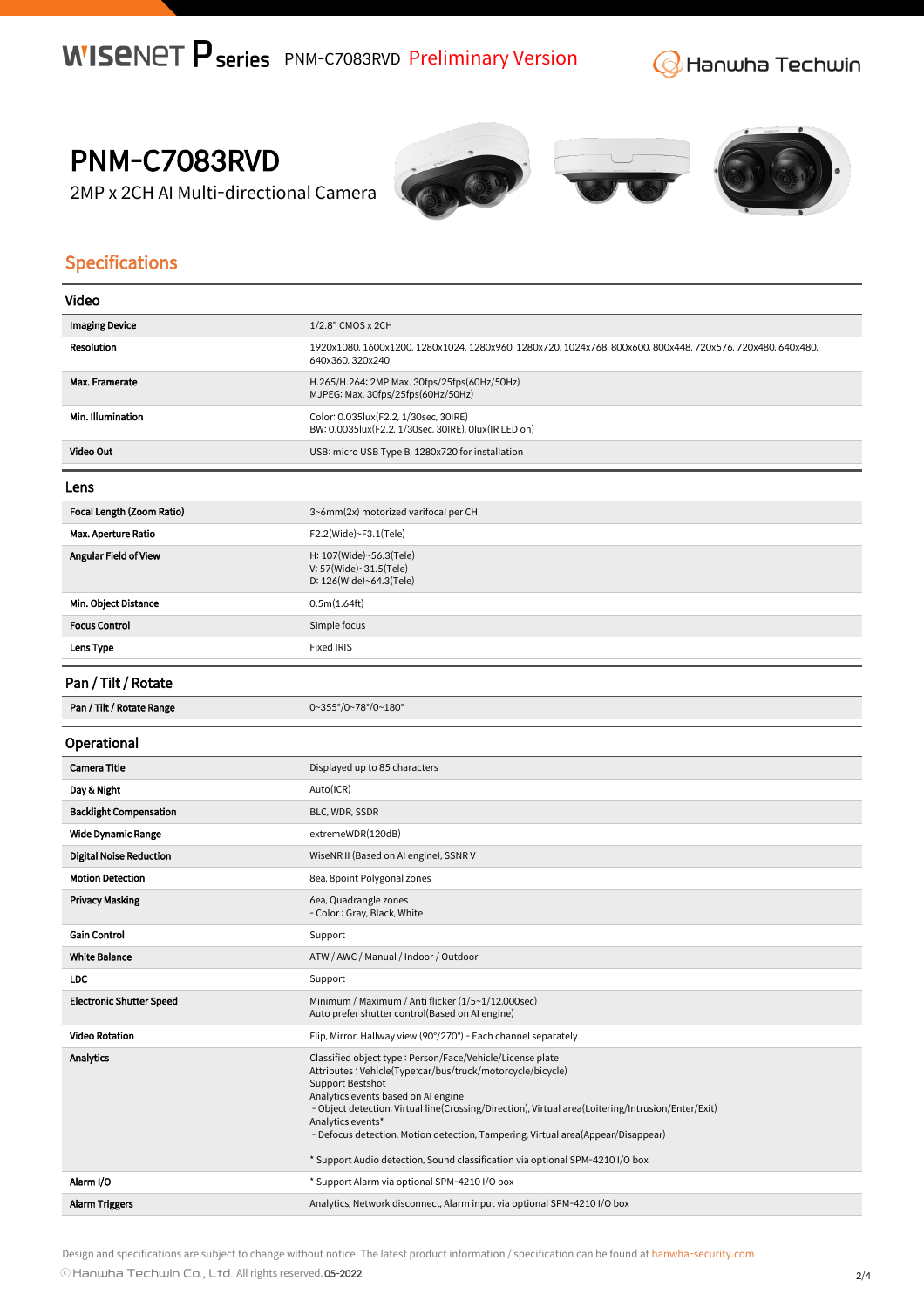WISENET P series PNM-C7083RVD Preliminary Version

Hanwha Techwin

# PNM-C7083RVD

2MP x 2CH AI Multi-directional Camera

## Specifications

### Video

| | |
|---|---|
| Imaging Device | 1/2.8" CMOS x 2CH |
| Resolution | 1920x1080, 1600x1200, 1280x1024, 1280x960, 1280x720, 1024x768, 800x600, 800x448, 720x576, 720x480, 640x480, 640x360, 320x240 |
| Max. Framerate | H.265/H.264: 2MP Max. 30fps/25fps(60Hz/50Hz)<br>MJPEG: Max. 30fps/25fps(60Hz/50Hz) |
| Min. Illumination | Color: 0.035lux(F2.2, 1/30sec, 30IRE)<br>BW: 0.0035lux(F2.2, 1/30sec, 30IRE), 0lux(IR LED on) |
| Video Out | USB: micro USB Type B, 1280x720 for installation |

### Lens

| | |
|---|---|
| Focal Length (Zoom Ratio) | 3~6mm(2x) motorized varifocal per CH |
| Max. Aperture Ratio | F2.2(Wide)~F3.1(Tele) |
| Angular Field of View | H: 107(Wide)~56.3(Tele)<br>V: 57(Wide)~31.5(Tele)<br>D: 126(Wide)~64.3(Tele) |
| Min. Object Distance | 0.5m(1.64ft) |
| Focus Control | Simple focus |
| Lens Type | Fixed IRIS |

### Pan / Tilt / Rotate

| | |
|---|---|
| Pan / Tilt / Rotate Range | 0~355°/0~78°/0~180° |

### Operational

| | |
|---|---|
| Camera Title | Displayed up to 85 characters |
| Day & Night | Auto(ICR) |
| Backlight Compensation | BLC, WDR, SSDR |
| Wide Dynamic Range | extremeWDR(120dB) |
| Digital Noise Reduction | WiseNR II (Based on AI engine), SSNR V |
| Motion Detection | 8ea, 8point Polygonal zones |
| Privacy Masking | 6ea, Quadrangle zones<br>- Color : Gray, Black, White |
| Gain Control | Support |
| White Balance | ATW / AWC / Manual / Indoor / Outdoor |
| LDC | Support |
| Electronic Shutter Speed | Minimum / Maximum / Anti flicker (1/5~1/12,000sec)<br>Auto prefer shutter control(Based on AI engine) |
| Video Rotation | Flip, Mirror, Hallway view (90°/270°) - Each channel separately |
| Analytics | Classified object type : Person/Face/Vehicle/License plate<br>Attributes : Vehicle(Type:car/bus/truck/motorcycle/bicycle)<br>Support Bestshot<br>Analytics events based on AI engine<br>- Object detection, Virtual line(Crossing/Direction), Virtual area(Loitering/Intrusion/Enter/Exit)<br>Analytics events*<br>- Defocus detection, Motion detection, Tampering, Virtual area(Appear/Disappear)<br><br>* Support Audio detection, Sound classification via optional SPM-4210 I/O box |
| Alarm I/O | * Support Alarm via optional SPM-4210 I/O box |
| Alarm Triggers | Analytics, Network disconnect, Alarm input via optional SPM-4210 I/O box |

Design and specifications are subject to change without notice. The latest product information / specification can be found at hanwha-security.com

ⓒ Hanwha Techwin Co., Ltd. All rights reserved. 05-2022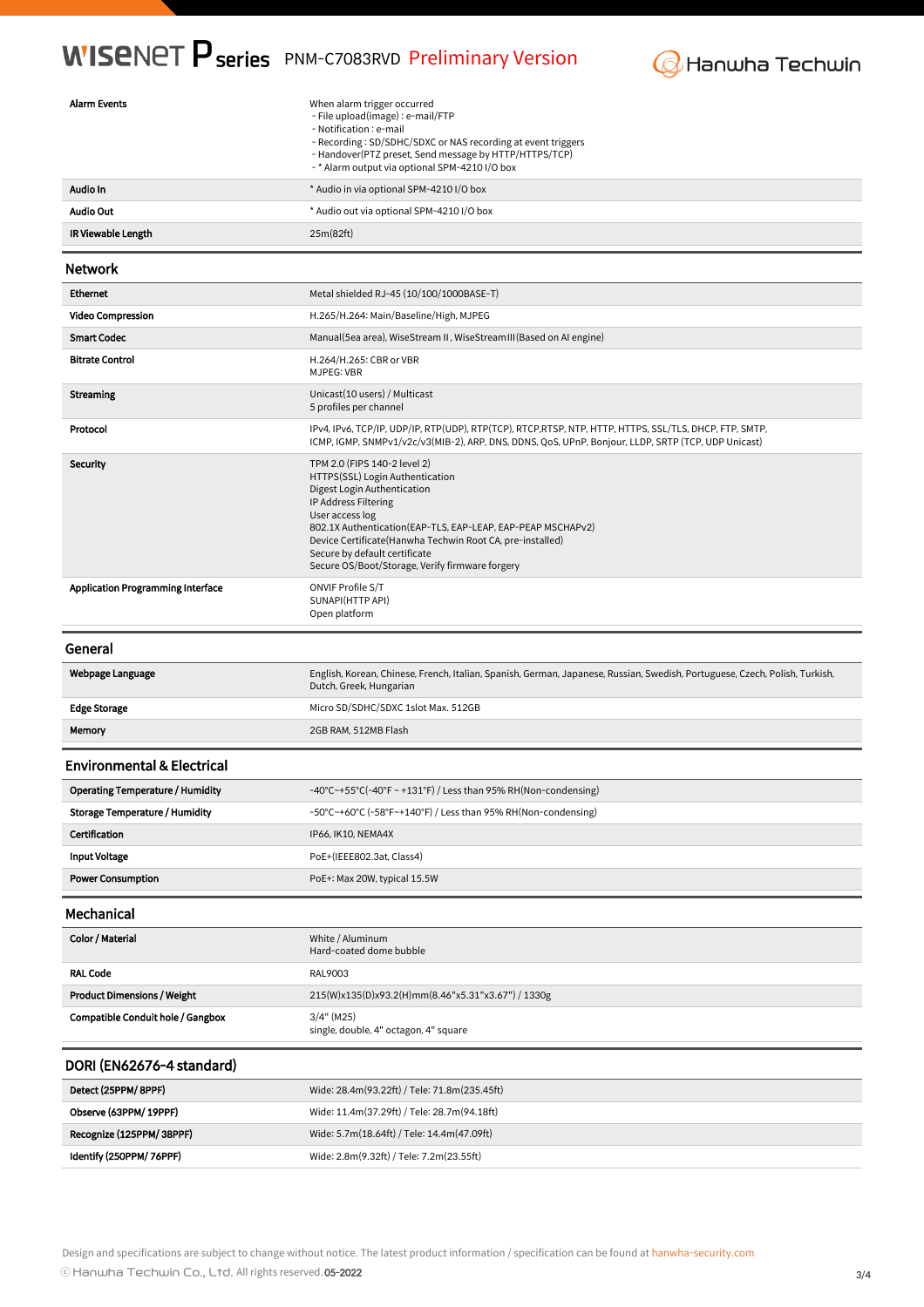| | |
|---|---|
| **Alarm Events** | When alarm trigger occurred<br>- File upload(image) : e-mail/FTP<br>- Notification : e-mail<br>- Recording : SD/SDHC/SDXC or NAS recording at event triggers<br>- Handover(PTZ preset, Send message by HTTP/HTTPS/TCP)<br>- * Alarm output via optional SPM-4210 I/O box |
| **Audio In** | * Audio in via optional SPM-4210 I/O box |
| **Audio Out** | * Audio out via optional SPM-4210 I/O box |
| **IR Viewable Length** | 25m(82ft) |

## Network

| | |
|---|---|
| **Ethernet** | Metal shielded RJ-45 (10/100/1000BASE-T) |
| **Video Compression** | H.265/H.264: Main/Baseline/High, MJPEG |
| **Smart Codec** | Manual(5ea area), WiseStream II, WiseStreamIII(Based on AI engine) |
| **Bitrate Control** | H.264/H.265: CBR or VBR<br>MJPEG: VBR |
| **Streaming** | Unicast(10 users) / Multicast<br>5 profiles per channel |
| **Protocol** | IPv4, IPv6, TCP/IP, UDP/IP, RTP(UDP), RTP(TCP), RTCP,RTSP, NTP, HTTP, HTTPS, SSL/TLS, DHCP, FTP, SMTP, ICMP, IGMP, SNMPv1/v2c/v3(MIB-2), ARP, DNS, DDNS, QoS, UPnP, Bonjour, LLDP, SRTP (TCP, UDP Unicast) |
| **Security** | TPM 2.0 (FIPS 140-2 level 2)<br>HTTPS(SSL) Login Authentication<br>Digest Login Authentication<br>IP Address Filtering<br>User access log<br>802.1X Authentication(EAP-TLS, EAP-LEAP, EAP-PEAP MSCHAPv2)<br>Device Certificate(Hanwha Techwin Root CA, pre-installed)<br>Secure by default certificate<br>Secure OS/Boot/Storage, Verify firmware forgery |
| **Application Programming Interface** | ONVIF Profile S/T<br>SUNAPI(HTTP API)<br>Open platform |

## General

| | |
|---|---|
| **Webpage Language** | English, Korean, Chinese, French, Italian, Spanish, German, Japanese, Russian, Swedish, Portuguese, Czech, Polish, Turkish, Dutch, Greek, Hungarian |
| **Edge Storage** | Micro SD/SDHC/SDXC 1slot Max. 512GB |
| **Memory** | 2GB RAM, 512MB Flash |

## Environmental & Electrical

| | |
|---|---|
| **Operating Temperature / Humidity** | -40°C~+55°C(-40°F ~ +131°F) / Less than 95% RH(Non-condensing) |
| **Storage Temperature / Humidity** | -50°C~+60°C (-58°F~+140°F) / Less than 95% RH(Non-condensing) |
| **Certification** | IP66, IK10, NEMA4X |
| **Input Voltage** | PoE+(IEEE802.3at, Class4) |
| **Power Consumption** | PoE+: Max 20W, typical 15.5W |

## Mechanical

| | |
|---|---|
| **Color / Material** | White / Aluminum<br>Hard-coated dome bubble |
| **RAL Code** | RAL9003 |
| **Product Dimensions / Weight** | 215(W)x135(D)x93.2(H)mm(8.46"x5.31"x3.67") / 1330g |
| **Compatible Conduit hole / Gangbox** | 3/4" (M25)<br>single, double, 4" octagon, 4" square |

## DORI (EN62676-4 standard)

| | |
|---|---|
| **Detect (25PPM/ 8PPF)** | Wide: 28.4m(93.22ft) / Tele: 71.8m(235.45ft) |
| **Observe (63PPM/ 19PPF)** | Wide: 11.4m(37.29ft) / Tele: 28.7m(94.18ft) |
| **Recognize (125PPM/ 38PPF)** | Wide: 5.7m(18.64ft) / Tele: 14.4m(47.09ft) |
| **Identify (250PPM/ 76PPF)** | Wide: 2.8m(9.32ft) / Tele: 7.2m(23.55ft) |

Design and specifications are subject to change without notice. The latest product information / specification can be found at hanwha-security.com

© Hanwha Techwin Co., Ltd. All rights reserved. 05-2022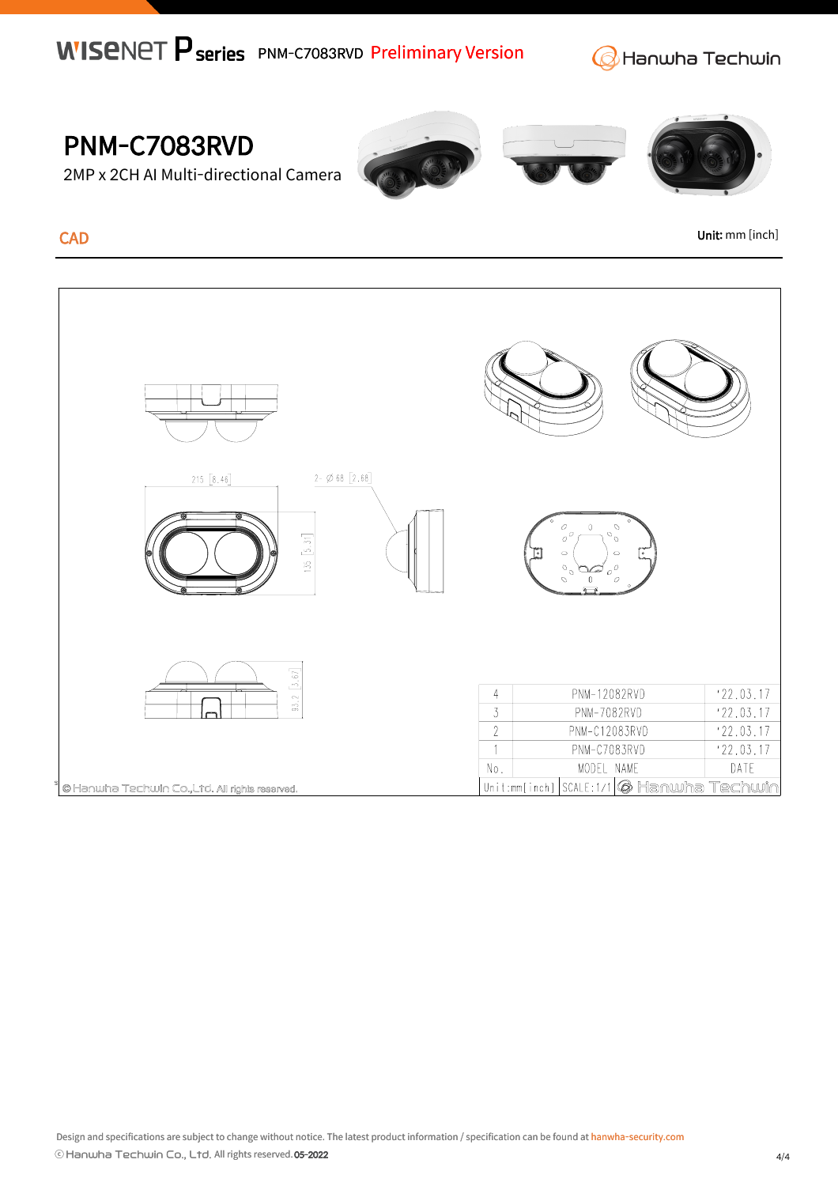# PNM-C7083RVD

2MP x 2CH AI Multi-directional Camera

## CAD

**Unit:** mm [inch]

215 [8.46]

2- Ø 68 [2.68]

135 [5.31]

93.2 [3.67]

| No. | MODEL NAME | DATE |
|---|---|---|
| 4 | PNM-12082RVD | '22.03.17 |
| 3 | PNM-7082RVD | '22.03.17 |
| 2 | PNM-C12083RVD | '22.03.17 |
| 1 | PNM-C7083RVD | '22.03.17 |

Unit:mm[inch] SCALE:1/1 Hanwha Techwin

© Hanwha Techwin Co.,Ltd. All rights reserved.

Design and specifications are subject to change without notice. The latest product information / specification can be found at hanwha-security.com

© Hanwha Techwin Co., Ltd. All rights reserved. 05-2022